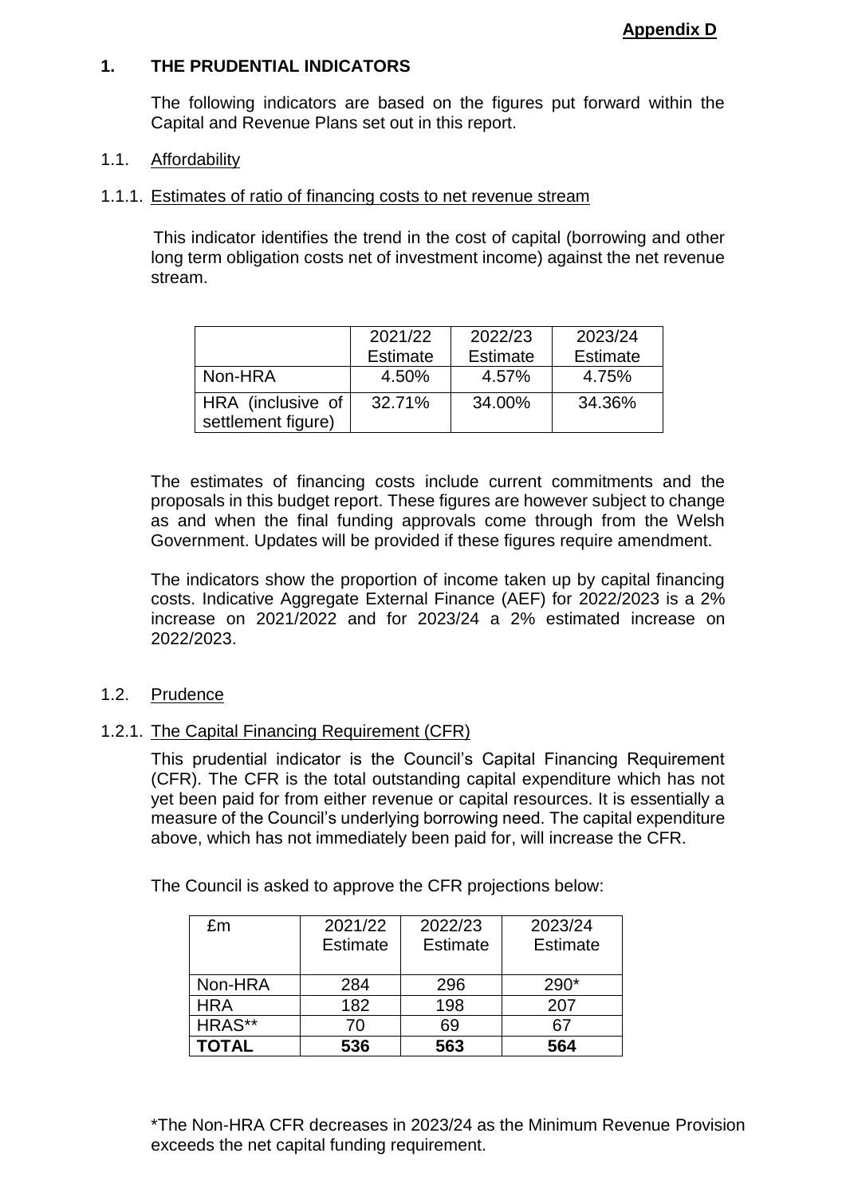**Appendix D**

# 1. THE PRUDENTIAL INDICATORS

The following indicators are based on the figures put forward within the Capital and Revenue Plans set out in this report.

## 1.1. Affordability

### 1.1.1. Estimates of ratio of financing costs to net revenue stream

This indicator identifies the trend in the cost of capital (borrowing and other long term obligation costs net of investment income) against the net revenue stream.

| | 2021/22 Estimate | 2022/23 Estimate | 2023/24 Estimate |
|---|---|---|---|
| Non-HRA | 4.50% | 4.57% | 4.75% |
| HRA (inclusive of settlement figure) | 32.71% | 34.00% | 34.36% |

The estimates of financing costs include current commitments and the proposals in this budget report. These figures are however subject to change as and when the final funding approvals come through from the Welsh Government. Updates will be provided if these figures require amendment.

The indicators show the proportion of income taken up by capital financing costs. Indicative Aggregate External Finance (AEF) for 2022/2023 is a 2% increase on 2021/2022 and for 2023/24 a 2% estimated increase on 2022/2023.

## 1.2. Prudence

### 1.2.1. The Capital Financing Requirement (CFR)

This prudential indicator is the Council's Capital Financing Requirement (CFR). The CFR is the total outstanding capital expenditure which has not yet been paid for from either revenue or capital resources. It is essentially a measure of the Council's underlying borrowing need. The capital expenditure above, which has not immediately been paid for, will increase the CFR.

The Council is asked to approve the CFR projections below:

| £m | 2021/22 Estimate | 2022/23 Estimate | 2023/24 Estimate |
|---|---|---|---|
| Non-HRA | 284 | 296 | 290* |
| HRA | 182 | 198 | 207 |
| HRAS** | 70 | 69 | 67 |
| **TOTAL** | **536** | **563** | **564** |

*The Non-HRA CFR decreases in 2023/24 as the Minimum Revenue Provision exceeds the net capital funding requirement.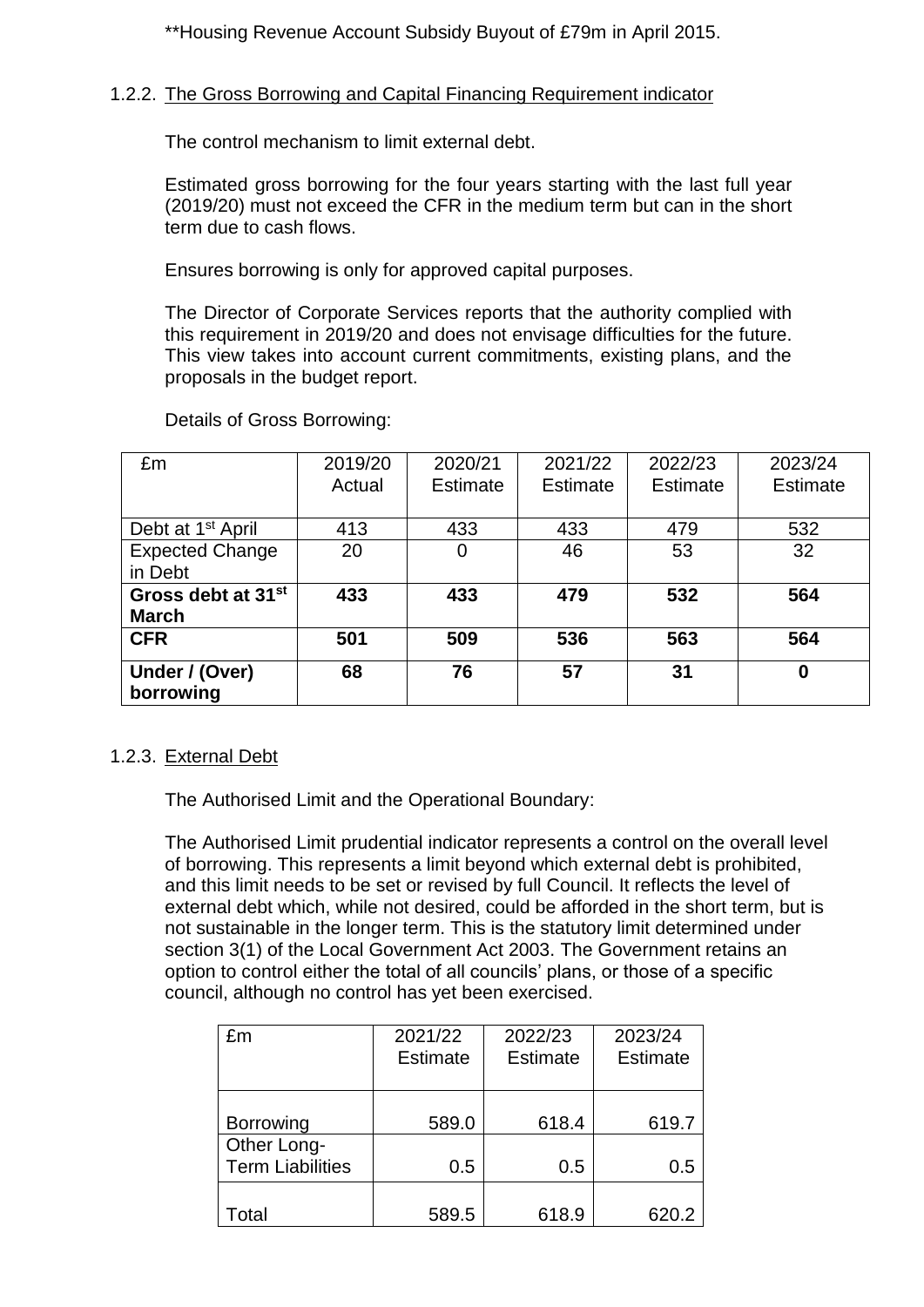**Housing Revenue Account Subsidy Buyout of £79m in April 2015.

### 1.2.2. The Gross Borrowing and Capital Financing Requirement indicator

The control mechanism to limit external debt.

Estimated gross borrowing for the four years starting with the last full year (2019/20) must not exceed the CFR in the medium term but can in the short term due to cash flows.

Ensures borrowing is only for approved capital purposes.

The Director of Corporate Services reports that the authority complied with this requirement in 2019/20 and does not envisage difficulties for the future. This view takes into account current commitments, existing plans, and the proposals in the budget report.

Details of Gross Borrowing:

| £m | 2019/20 Actual | 2020/21 Estimate | 2021/22 Estimate | 2022/23 Estimate | 2023/24 Estimate |
|---|---|---|---|---|---|
| Debt at 1st April | 413 | 433 | 433 | 479 | 532 |
| Expected Change in Debt | 20 | 0 | 46 | 53 | 32 |
| **Gross debt at 31st March** | **433** | **433** | **479** | **532** | **564** |
| **CFR** | **501** | **509** | **536** | **563** | **564** |
| **Under / (Over) borrowing** | **68** | **76** | **57** | **31** | **0** |

### 1.2.3. External Debt

The Authorised Limit and the Operational Boundary:

The Authorised Limit prudential indicator represents a control on the overall level of borrowing. This represents a limit beyond which external debt is prohibited, and this limit needs to be set or revised by full Council. It reflects the level of external debt which, while not desired, could be afforded in the short term, but is not sustainable in the longer term. This is the statutory limit determined under section 3(1) of the Local Government Act 2003. The Government retains an option to control either the total of all councils' plans, or those of a specific council, although no control has yet been exercised.

| £m | 2021/22 Estimate | 2022/23 Estimate | 2023/24 Estimate |
|---|---|---|---|
| Borrowing | 589.0 | 618.4 | 619.7 |
| Other Long-Term Liabilities | 0.5 | 0.5 | 0.5 |
| Total | 589.5 | 618.9 | 620.2 |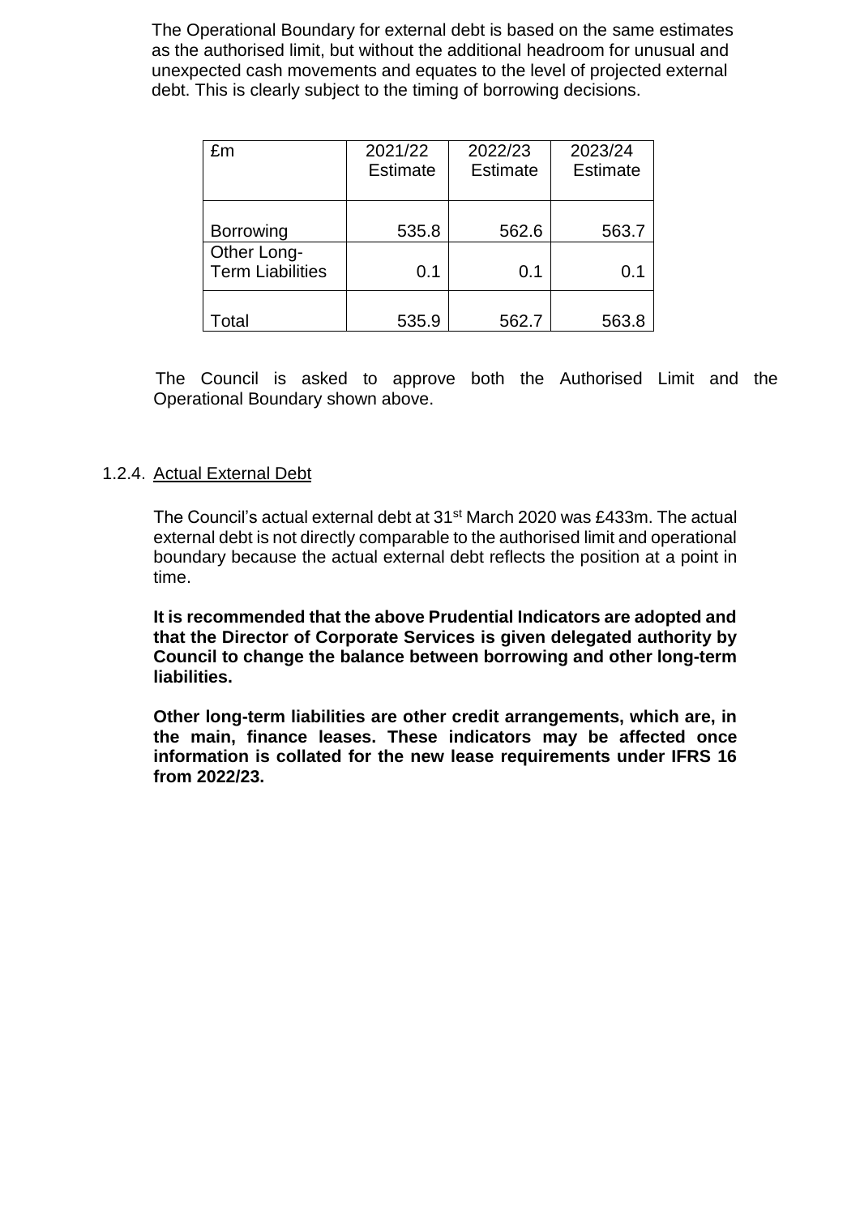The Operational Boundary for external debt is based on the same estimates as the authorised limit, but without the additional headroom for unusual and unexpected cash movements and equates to the level of projected external debt. This is clearly subject to the timing of borrowing decisions.

| £m | 2021/22 Estimate | 2022/23 Estimate | 2023/24 Estimate |
|---|---|---|---|
| Borrowing | 535.8 | 562.6 | 563.7 |
| Other Long-Term Liabilities | 0.1 | 0.1 | 0.1 |
| Total | 535.9 | 562.7 | 563.8 |

The Council is asked to approve both the Authorised Limit and the Operational Boundary shown above.

### 1.2.4. Actual External Debt

The Council's actual external debt at 31st March 2020 was £433m. The actual external debt is not directly comparable to the authorised limit and operational boundary because the actual external debt reflects the position at a point in time.

**It is recommended that the above Prudential Indicators are adopted and that the Director of Corporate Services is given delegated authority by Council to change the balance between borrowing and other long-term liabilities.**

**Other long-term liabilities are other credit arrangements, which are, in the main, finance leases. These indicators may be affected once information is collated for the new lease requirements under IFRS 16 from 2022/23.**